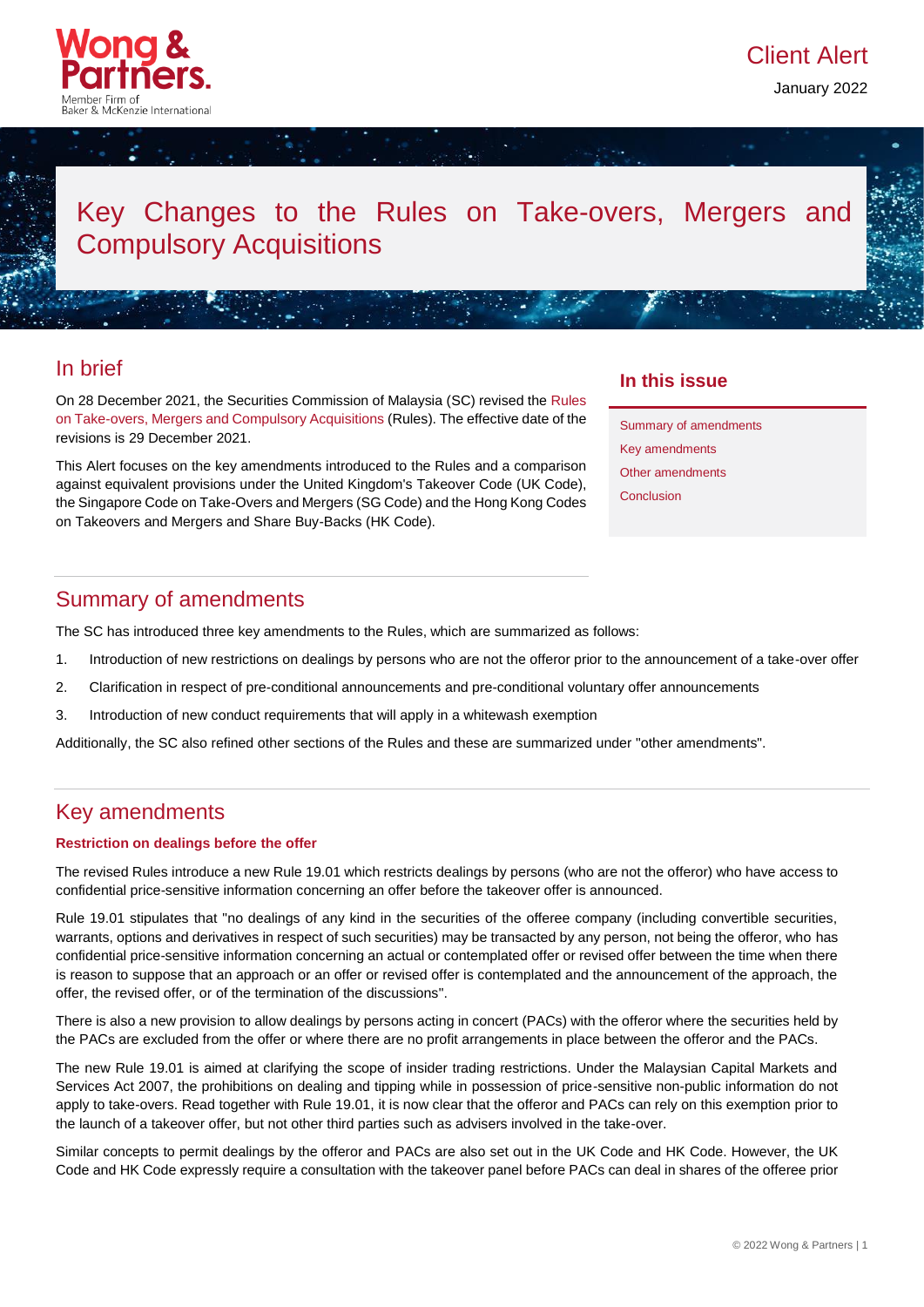Wong & Partners.
Member Firm of Baker & McKenzie International

Client Alert

January 2022

# Key Changes to the Rules on Take-overs, Mergers and Compulsory Acquisitions

## In brief

On 28 December 2021, the Securities Commission of Malaysia (SC) revised the Rules on Take-overs, Mergers and Compulsory Acquisitions (Rules). The effective date of the revisions is 29 December 2021.

This Alert focuses on the key amendments introduced to the Rules and a comparison against equivalent provisions under the United Kingdom's Takeover Code (UK Code), the Singapore Code on Take-Overs and Mergers (SG Code) and the Hong Kong Codes on Takeovers and Mergers and Share Buy-Backs (HK Code).

**In this issue**

- Summary of amendments
- Key amendments
- Other amendments
- Conclusion

## Summary of amendments

The SC has introduced three key amendments to the Rules, which are summarized as follows:

1. Introduction of new restrictions on dealings by persons who are not the offeror prior to the announcement of a take-over offer
2. Clarification in respect of pre-conditional announcements and pre-conditional voluntary offer announcements
3. Introduction of new conduct requirements that will apply in a whitewash exemption

Additionally, the SC also refined other sections of the Rules and these are summarized under "other amendments".

## Key amendments

### Restriction on dealings before the offer

The revised Rules introduce a new Rule 19.01 which restricts dealings by persons (who are not the offeror) who have access to confidential price-sensitive information concerning an offer before the takeover offer is announced.

Rule 19.01 stipulates that "no dealings of any kind in the securities of the offeree company (including convertible securities, warrants, options and derivatives in respect of such securities) may be transacted by any person, not being the offeror, who has confidential price-sensitive information concerning an actual or contemplated offer or revised offer between the time when there is reason to suppose that an approach or an offer or revised offer is contemplated and the announcement of the approach, the offer, the revised offer, or of the termination of the discussions".

There is also a new provision to allow dealings by persons acting in concert (PACs) with the offeror where the securities held by the PACs are excluded from the offer or where there are no profit arrangements in place between the offeror and the PACs.

The new Rule 19.01 is aimed at clarifying the scope of insider trading restrictions. Under the Malaysian Capital Markets and Services Act 2007, the prohibitions on dealing and tipping while in possession of price-sensitive non-public information do not apply to take-overs. Read together with Rule 19.01, it is now clear that the offeror and PACs can rely on this exemption prior to the launch of a takeover offer, but not other third parties such as advisers involved in the take-over.

Similar concepts to permit dealings by the offeror and PACs are also set out in the UK Code and HK Code. However, the UK Code and HK Code expressly require a consultation with the takeover panel before PACs can deal in shares of the offeree prior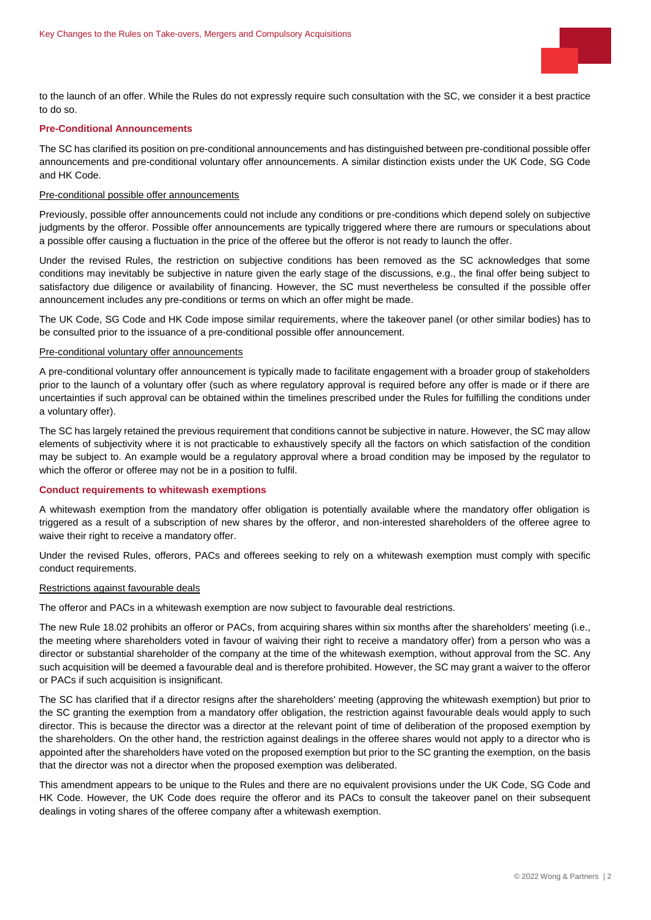to the launch of an offer. While the Rules do not expressly require such consultation with the SC, we consider it a best practice to do so.

## Pre-Conditional Announcements

The SC has clarified its position on pre-conditional announcements and has distinguished between pre-conditional possible offer announcements and pre-conditional voluntary offer announcements. A similar distinction exists under the UK Code, SG Code and HK Code.

### Pre-conditional possible offer announcements

Previously, possible offer announcements could not include any conditions or pre-conditions which depend solely on subjective judgments by the offeror. Possible offer announcements are typically triggered where there are rumours or speculations about a possible offer causing a fluctuation in the price of the offeree but the offeror is not ready to launch the offer.

Under the revised Rules, the restriction on subjective conditions has been removed as the SC acknowledges that some conditions may inevitably be subjective in nature given the early stage of the discussions, e.g., the final offer being subject to satisfactory due diligence or availability of financing. However, the SC must nevertheless be consulted if the possible offer announcement includes any pre-conditions or terms on which an offer might be made.

The UK Code, SG Code and HK Code impose similar requirements, where the takeover panel (or other similar bodies) has to be consulted prior to the issuance of a pre-conditional possible offer announcement.

### Pre-conditional voluntary offer announcements

A pre-conditional voluntary offer announcement is typically made to facilitate engagement with a broader group of stakeholders prior to the launch of a voluntary offer (such as where regulatory approval is required before any offer is made or if there are uncertainties if such approval can be obtained within the timelines prescribed under the Rules for fulfilling the conditions under a voluntary offer).

The SC has largely retained the previous requirement that conditions cannot be subjective in nature. However, the SC may allow elements of subjectivity where it is not practicable to exhaustively specify all the factors on which satisfaction of the condition may be subject to. An example would be a regulatory approval where a broad condition may be imposed by the regulator to which the offeror or offeree may not be in a position to fulfil.

## Conduct requirements to whitewash exemptions

A whitewash exemption from the mandatory offer obligation is potentially available where the mandatory offer obligation is triggered as a result of a subscription of new shares by the offeror, and non-interested shareholders of the offeree agree to waive their right to receive a mandatory offer.

Under the revised Rules, offerors, PACs and offerees seeking to rely on a whitewash exemption must comply with specific conduct requirements.

### Restrictions against favourable deals

The offeror and PACs in a whitewash exemption are now subject to favourable deal restrictions.

The new Rule 18.02 prohibits an offeror or PACs, from acquiring shares within six months after the shareholders' meeting (i.e., the meeting where shareholders voted in favour of waiving their right to receive a mandatory offer) from a person who was a director or substantial shareholder of the company at the time of the whitewash exemption, without approval from the SC. Any such acquisition will be deemed a favourable deal and is therefore prohibited. However, the SC may grant a waiver to the offeror or PACs if such acquisition is insignificant.

The SC has clarified that if a director resigns after the shareholders' meeting (approving the whitewash exemption) but prior to the SC granting the exemption from a mandatory offer obligation, the restriction against favourable deals would apply to such director. This is because the director was a director at the relevant point of time of deliberation of the proposed exemption by the shareholders. On the other hand, the restriction against dealings in the offeree shares would not apply to a director who is appointed after the shareholders have voted on the proposed exemption but prior to the SC granting the exemption, on the basis that the director was not a director when the proposed exemption was deliberated.

This amendment appears to be unique to the Rules and there are no equivalent provisions under the UK Code, SG Code and HK Code. However, the UK Code does require the offeror and its PACs to consult the takeover panel on their subsequent dealings in voting shares of the offeree company after a whitewash exemption.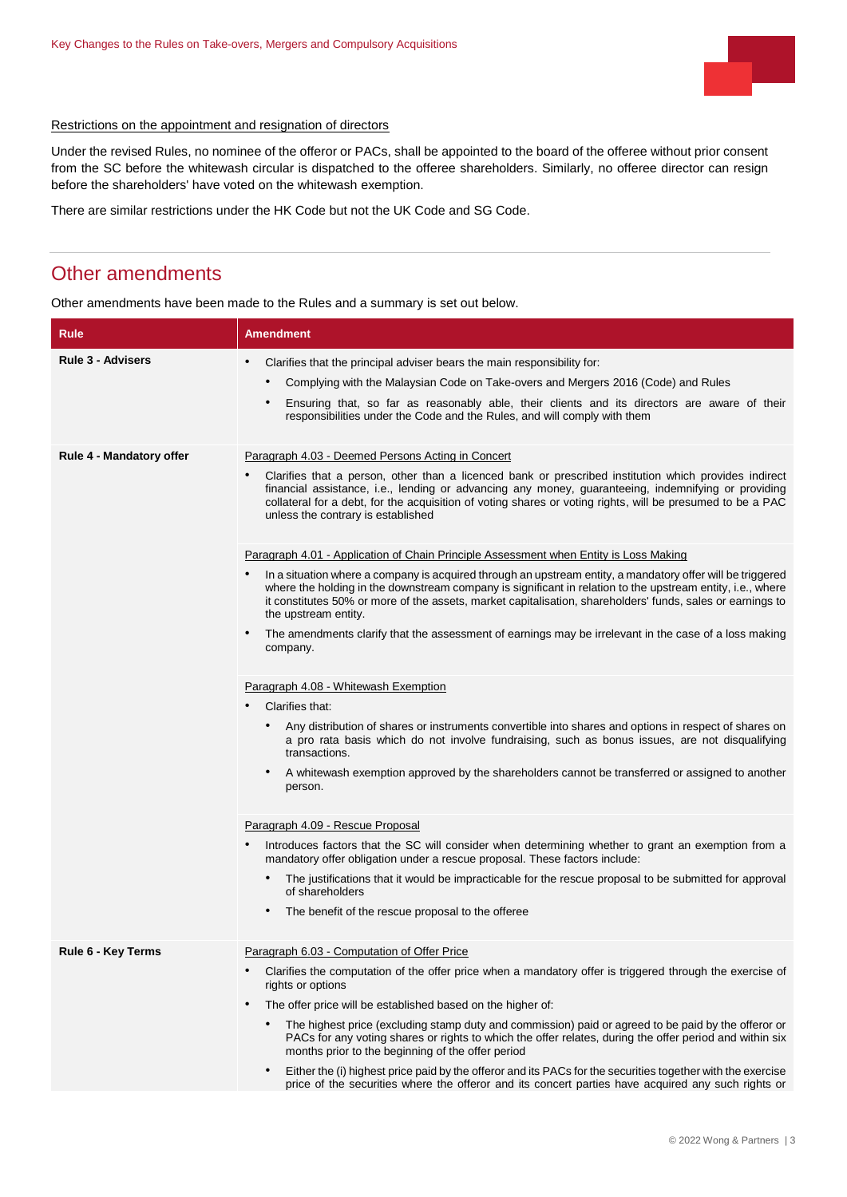Restrictions on the appointment and resignation of directors

Under the revised Rules, no nominee of the offeror or PACs, shall be appointed to the board of the offeree without prior consent from the SC before the whitewash circular is dispatched to the offeree shareholders. Similarly, no offeree director can resign before the shareholders' have voted on the whitewash exemption.

There are similar restrictions under the HK Code but not the UK Code and SG Code.

## Other amendments

Other amendments have been made to the Rules and a summary is set out below.

| Rule | Amendment |
|---|---|
| **Rule 3 - Advisers** | • Clarifies that the principal adviser bears the main responsibility for:<br>  • Complying with the Malaysian Code on Take-overs and Mergers 2016 (Code) and Rules<br>  • Ensuring that, so far as reasonably able, their clients and its directors are aware of their responsibilities under the Code and the Rules, and will comply with them |
| **Rule 4 - Mandatory offer** | Paragraph 4.03 - Deemed Persons Acting in Concert<br>• Clarifies that a person, other than a licenced bank or prescribed institution which provides indirect financial assistance, i.e., lending or advancing any money, guaranteeing, indemnifying or providing collateral for a debt, for the acquisition of voting shares or voting rights, will be presumed to be a PAC unless the contrary is established |
| | Paragraph 4.01 - Application of Chain Principle Assessment when Entity is Loss Making<br>• In a situation where a company is acquired through an upstream entity, a mandatory offer will be triggered where the holding in the downstream company is significant in relation to the upstream entity, i.e., where it constitutes 50% or more of the assets, market capitalisation, shareholders' funds, sales or earnings to the upstream entity.<br>• The amendments clarify that the assessment of earnings may be irrelevant in the case of a loss making company. |
| | Paragraph 4.08 - Whitewash Exemption<br>• Clarifies that:<br>  • Any distribution of shares or instruments convertible into shares and options in respect of shares on a pro rata basis which do not involve fundraising, such as bonus issues, are not disqualifying transactions.<br>  • A whitewash exemption approved by the shareholders cannot be transferred or assigned to another person. |
| | Paragraph 4.09 - Rescue Proposal<br>• Introduces factors that the SC will consider when determining whether to grant an exemption from a mandatory offer obligation under a rescue proposal. These factors include:<br>  • The justifications that it would be impracticable for the rescue proposal to be submitted for approval of shareholders<br>  • The benefit of the rescue proposal to the offeree |
| **Rule 6 - Key Terms** | Paragraph 6.03 - Computation of Offer Price<br>• Clarifies the computation of the offer price when a mandatory offer is triggered through the exercise of rights or options<br>• The offer price will be established based on the higher of:<br>  • The highest price (excluding stamp duty and commission) paid or agreed to be paid by the offeror or PACs for any voting shares or rights to which the offer relates, during the offer period and within six months prior to the beginning of the offer period<br>  • Either the (i) highest price paid by the offeror and its PACs for the securities together with the exercise price of the securities where the offeror and its concert parties have acquired any such rights or |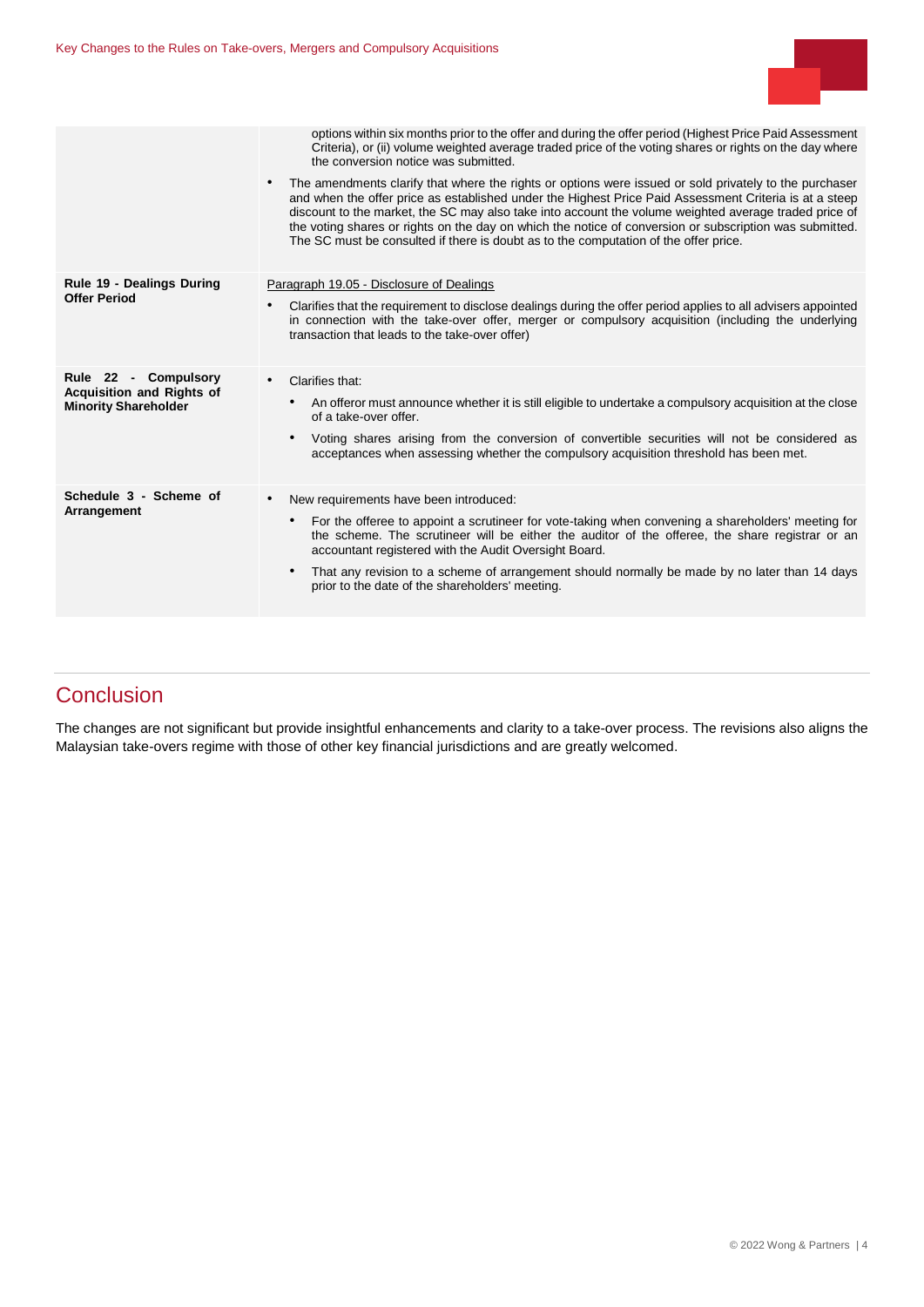| | |
|---|---|
| | options within six months prior to the offer and during the offer period (Highest Price Paid Assessment Criteria), or (ii) volume weighted average traded price of the voting shares or rights on the day where the conversion notice was submitted.<br><br>• The amendments clarify that where the rights or options were issued or sold privately to the purchaser and when the offer price as established under the Highest Price Paid Assessment Criteria is at a steep discount to the market, the SC may also take into account the volume weighted average traded price of the voting shares or rights on the day on which the notice of conversion or subscription was submitted. The SC must be consulted if there is doubt as to the computation of the offer price. |
| **Rule 19 - Dealings During Offer Period** | Paragraph 19.05 - Disclosure of Dealings<br><br>• Clarifies that the requirement to disclose dealings during the offer period applies to all advisers appointed in connection with the take-over offer, merger or compulsory acquisition (including the underlying transaction that leads to the take-over offer) |
| **Rule 22 - Compulsory Acquisition and Rights of Minority Shareholder** | • Clarifies that:<br>&nbsp;&nbsp;• An offeror must announce whether it is still eligible to undertake a compulsory acquisition at the close of a take-over offer.<br>&nbsp;&nbsp;• Voting shares arising from the conversion of convertible securities will not be considered as acceptances when assessing whether the compulsory acquisition threshold has been met. |
| **Schedule 3 - Scheme of Arrangement** | • New requirements have been introduced:<br>&nbsp;&nbsp;• For the offeree to appoint a scrutineer for vote-taking when convening a shareholders' meeting for the scheme. The scrutineer will be either the auditor of the offeree, the share registrar or an accountant registered with the Audit Oversight Board.<br>&nbsp;&nbsp;• That any revision to a scheme of arrangement should normally be made by no later than 14 days prior to the date of the shareholders' meeting. |

## Conclusion

The changes are not significant but provide insightful enhancements and clarity to a take-over process. The revisions also aligns the Malaysian take-overs regime with those of other key financial jurisdictions and are greatly welcomed.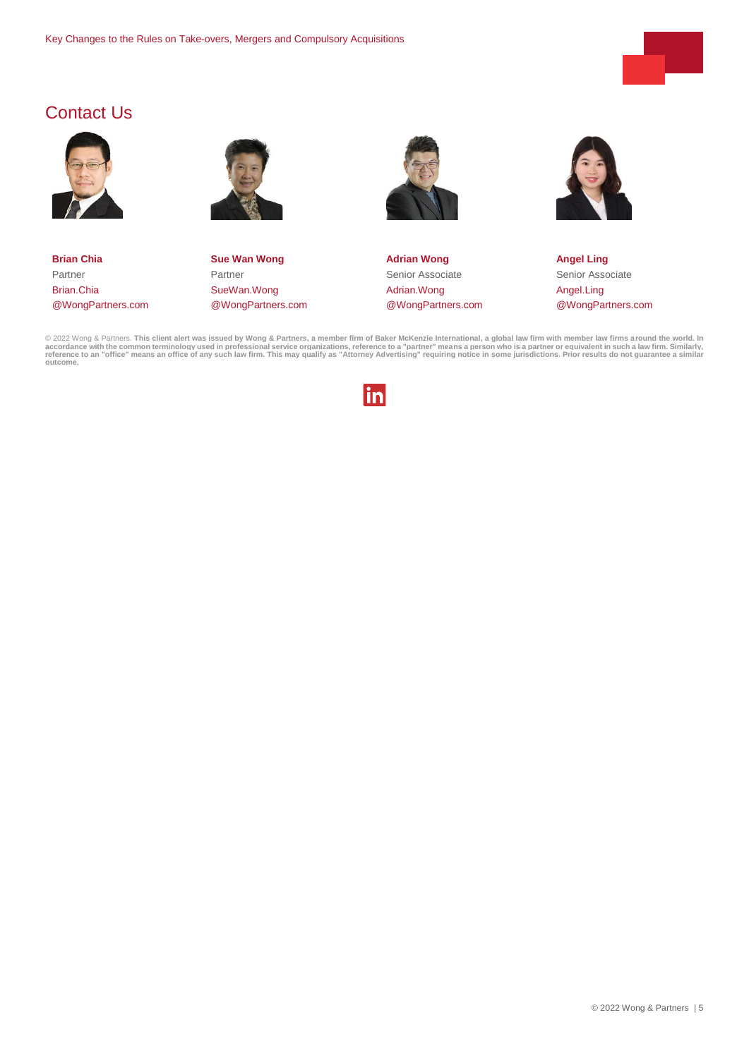## Contact Us

**Brian Chia**
Partner
Brian.Chia
@WongPartners.com

**Sue Wan Wong**
Partner
SueWan.Wong
@WongPartners.com

**Adrian Wong**
Senior Associate
Adrian.Wong
@WongPartners.com

**Angel Ling**
Senior Associate
Angel.Ling
@WongPartners.com

© 2022 Wong & Partners. **This client alert was issued by Wong & Partners, a member firm of Baker McKenzie International, a global law firm with member law firms around the world. In accordance with the common terminology used in professional service organizations, reference to a "partner" means a person who is a partner or equivalent in such a law firm. Similarly, reference to an "office" means an office of any such law firm. This may qualify as "Attorney Advertising" requiring notice in some jurisdictions. Prior results do not guarantee a similar outcome.**